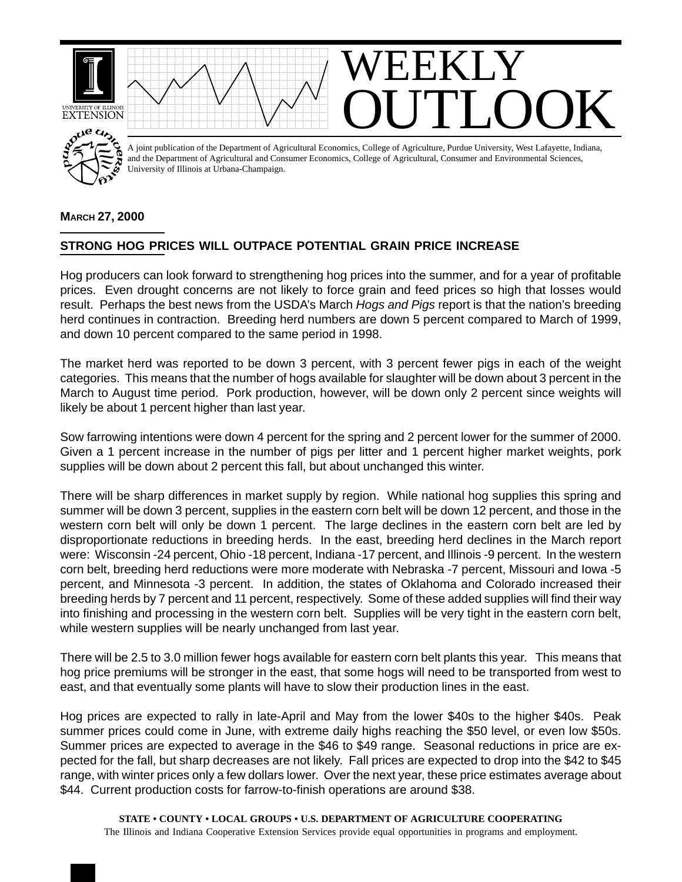# WEEKLY OUTLOOK

A joint publication of the Department of Agricultural Economics, College of Agriculture, Purdue University, West Lafayette, Indiana, and the Department of Agricultural and Consumer Economics, College of Agricultural, Consumer and Environmental Sciences, University of Illinois at Urbana-Champaign.

**March 27, 2000**

## STRONG HOG PRICES WILL OUTPACE POTENTIAL GRAIN PRICE INCREASE

Hog producers can look forward to strengthening hog prices into the summer, and for a year of profitable prices. Even drought concerns are not likely to force grain and feed prices so high that losses would result. Perhaps the best news from the USDA's March *Hogs and Pigs* report is that the nation's breeding herd continues in contraction. Breeding herd numbers are down 5 percent compared to March of 1999, and down 10 percent compared to the same period in 1998.

The market herd was reported to be down 3 percent, with 3 percent fewer pigs in each of the weight categories. This means that the number of hogs available for slaughter will be down about 3 percent in the March to August time period. Pork production, however, will be down only 2 percent since weights will likely be about 1 percent higher than last year.

Sow farrowing intentions were down 4 percent for the spring and 2 percent lower for the summer of 2000. Given a 1 percent increase in the number of pigs per litter and 1 percent higher market weights, pork supplies will be down about 2 percent this fall, but about unchanged this winter.

There will be sharp differences in market supply by region. While national hog supplies this spring and summer will be down 3 percent, supplies in the eastern corn belt will be down 12 percent, and those in the western corn belt will only be down 1 percent. The large declines in the eastern corn belt are led by disproportionate reductions in breeding herds. In the east, breeding herd declines in the March report were: Wisconsin -24 percent, Ohio -18 percent, Indiana -17 percent, and Illinois -9 percent. In the western corn belt, breeding herd reductions were more moderate with Nebraska -7 percent, Missouri and Iowa -5 percent, and Minnesota -3 percent. In addition, the states of Oklahoma and Colorado increased their breeding herds by 7 percent and 11 percent, respectively. Some of these added supplies will find their way into finishing and processing in the western corn belt. Supplies will be very tight in the eastern corn belt, while western supplies will be nearly unchanged from last year.

There will be 2.5 to 3.0 million fewer hogs available for eastern corn belt plants this year. This means that hog price premiums will be stronger in the east, that some hogs will need to be transported from west to east, and that eventually some plants will have to slow their production lines in the east.

Hog prices are expected to rally in late-April and May from the lower $40s to the higher $40s. Peak summer prices could come in June, with extreme daily highs reaching the $50 level, or even low $50s. Summer prices are expected to average in the $46 to $49 range. Seasonal reductions in price are expected for the fall, but sharp decreases are not likely. Fall prices are expected to drop into the $42 to $45 range, with winter prices only a few dollars lower. Over the next year, these price estimates average about $44. Current production costs for farrow-to-finish operations are around $38.

**STATE • COUNTY • LOCAL GROUPS • U.S. DEPARTMENT OF AGRICULTURE COOPERATING**

The Illinois and Indiana Cooperative Extension Services provide equal opportunities in programs and employment.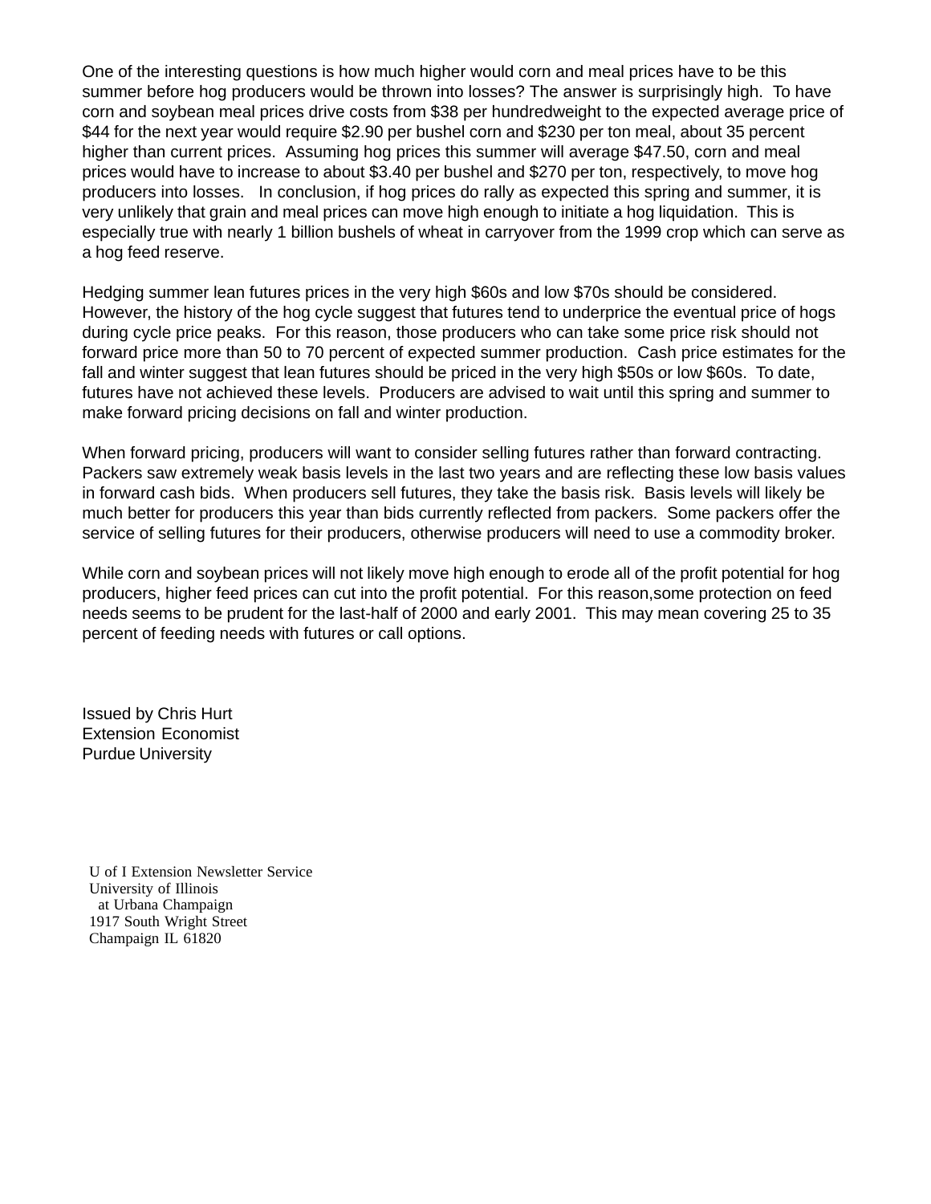One of the interesting questions is how much higher would corn and meal prices have to be this summer before hog producers would be thrown into losses? The answer is surprisingly high. To have corn and soybean meal prices drive costs from $38 per hundredweight to the expected average price of $44 for the next year would require $2.90 per bushel corn and $230 per ton meal, about 35 percent higher than current prices. Assuming hog prices this summer will average $47.50, corn and meal prices would have to increase to about $3.40 per bushel and $270 per ton, respectively, to move hog producers into losses. In conclusion, if hog prices do rally as expected this spring and summer, it is very unlikely that grain and meal prices can move high enough to initiate a hog liquidation. This is especially true with nearly 1 billion bushels of wheat in carryover from the 1999 crop which can serve as a hog feed reserve.

Hedging summer lean futures prices in the very high $60s and low $70s should be considered. However, the history of the hog cycle suggest that futures tend to underprice the eventual price of hogs during cycle price peaks. For this reason, those producers who can take some price risk should not forward price more than 50 to 70 percent of expected summer production. Cash price estimates for the fall and winter suggest that lean futures should be priced in the very high $50s or low $60s. To date, futures have not achieved these levels. Producers are advised to wait until this spring and summer to make forward pricing decisions on fall and winter production.

When forward pricing, producers will want to consider selling futures rather than forward contracting. Packers saw extremely weak basis levels in the last two years and are reflecting these low basis values in forward cash bids. When producers sell futures, they take the basis risk. Basis levels will likely be much better for producers this year than bids currently reflected from packers. Some packers offer the service of selling futures for their producers, otherwise producers will need to use a commodity broker.

While corn and soybean prices will not likely move high enough to erode all of the profit potential for hog producers, higher feed prices can cut into the profit potential. For this reason,some protection on feed needs seems to be prudent for the last-half of 2000 and early 2001. This may mean covering 25 to 35 percent of feeding needs with futures or call options.

Issued by Chris Hurt
Extension Economist
Purdue University

U of I Extension Newsletter Service
University of Illinois
at Urbana Champaign
1917 South Wright Street
Champaign IL 61820